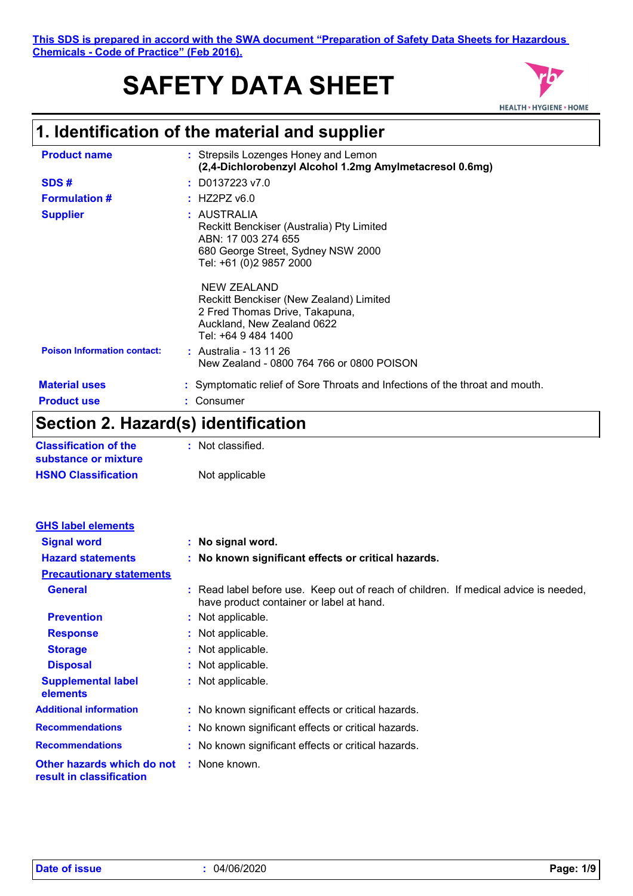**This SDS is prepared in accord with the SWA document "Preparation of Safety Data Sheets for Hazardous Chemicals - Code of Practice" (Feb 2016).**

# SAFETY DATA SHEET

## 1. Identification of the material and supplier

| | | |
|---|---|---|
| **Product name** | : | Strepsils Lozenges Honey and Lemon **(2,4-Dichlorobenzyl Alcohol 1.2mg Amylmetacresol 0.6mg)** |
| **SDS #** | : | D0137223 v7.0 |
| **Formulation #** | : | HZ2PZ v6.0 |
| **Supplier** | : | AUSTRALIA<br>Reckitt Benckiser (Australia) Pty Limited<br>ABN: 17 003 274 655<br>680 George Street, Sydney NSW 2000<br>Tel: +61 (0)2 9857 2000<br><br>NEW ZEALAND<br>Reckitt Benckiser (New Zealand) Limited<br>2 Fred Thomas Drive, Takapuna,<br>Auckland, New Zealand 0622<br>Tel: +64 9 484 1400 |
| **Poison Information contact:** | : | Australia - 13 11 26<br>New Zealand - 0800 764 766 or 0800 POISON |
| **Material uses** | : | Symptomatic relief of Sore Throats and Infections of the throat and mouth. |
| **Product use** | : | Consumer |

## Section 2. Hazard(s) identification

| | | |
|---|---|---|
| **Classification of the substance or mixture** | : | Not classified. |
| **HSNO Classification** | | Not applicable |

**GHS label elements**

| | | |
|---|---|---|
| **Signal word** | : | **No signal word.** |
| **Hazard statements** | : | **No known significant effects or critical hazards.** |

**Precautionary statements**

| | | |
|---|---|---|
| **General** | : | Read label before use. Keep out of reach of children. If medical advice is needed, have product container or label at hand. |
| **Prevention** | : | Not applicable. |
| **Response** | : | Not applicable. |
| **Storage** | : | Not applicable. |
| **Disposal** | : | Not applicable. |
| **Supplemental label elements** | : | Not applicable. |
| **Additional information** | : | No known significant effects or critical hazards. |
| **Recommendations** | : | No known significant effects or critical hazards. |
| **Recommendations** | : | No known significant effects or critical hazards. |
| **Other hazards which do not result in classification** | : | None known. |

**Date of issue** : 04/06/2020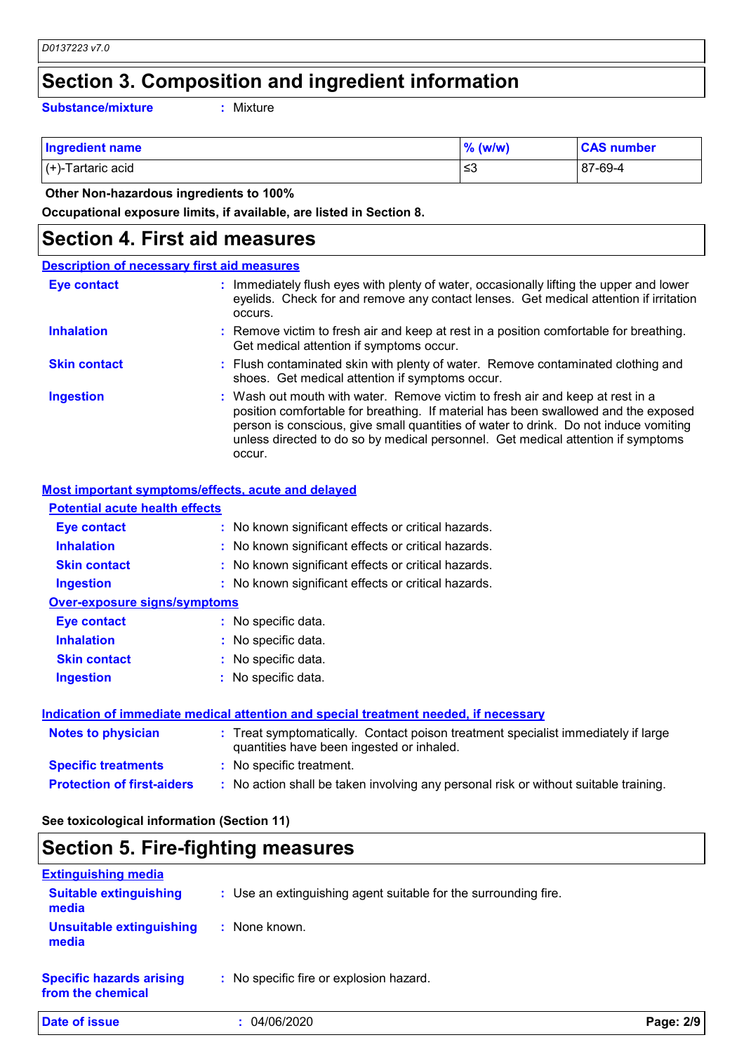## Section 3. Composition and ingredient information

**Substance/mixture** : Mixture

| Ingredient name | % (w/w) | CAS number |
|---|---|---|
| (+)-Tartaric acid | ≤3 | 87-69-4 |

**Other Non-hazardous ingredients to 100%**

**Occupational exposure limits, if available, are listed in Section 8.**

## Section 4. First aid measures

### Description of necessary first aid measures

**Eye contact** : Immediately flush eyes with plenty of water, occasionally lifting the upper and lower eyelids. Check for and remove any contact lenses. Get medical attention if irritation occurs.

**Inhalation** : Remove victim to fresh air and keep at rest in a position comfortable for breathing. Get medical attention if symptoms occur.

**Skin contact** : Flush contaminated skin with plenty of water. Remove contaminated clothing and shoes. Get medical attention if symptoms occur.

**Ingestion** : Wash out mouth with water. Remove victim to fresh air and keep at rest in a position comfortable for breathing. If material has been swallowed and the exposed person is conscious, give small quantities of water to drink. Do not induce vomiting unless directed to do so by medical personnel. Get medical attention if symptoms occur.

### Most important symptoms/effects, acute and delayed

#### Potential acute health effects

**Eye contact** : No known significant effects or critical hazards.

**Inhalation** : No known significant effects or critical hazards.

**Skin contact** : No known significant effects or critical hazards.

**Ingestion** : No known significant effects or critical hazards.

#### Over-exposure signs/symptoms

**Eye contact** : No specific data.

**Inhalation** : No specific data.

**Skin contact** : No specific data.

**Ingestion** : No specific data.

### Indication of immediate medical attention and special treatment needed, if necessary

**Notes to physician** : Treat symptomatically. Contact poison treatment specialist immediately if large quantities have been ingested or inhaled.

**Specific treatments** : No specific treatment.

**Protection of first-aiders** : No action shall be taken involving any personal risk or without suitable training.

**See toxicological information (Section 11)**

## Section 5. Fire-fighting measures

### Extinguishing media

**Suitable extinguishing media** : Use an extinguishing agent suitable for the surrounding fire.

**Unsuitable extinguishing media** : None known.

**Specific hazards arising from the chemical** : No specific fire or explosion hazard.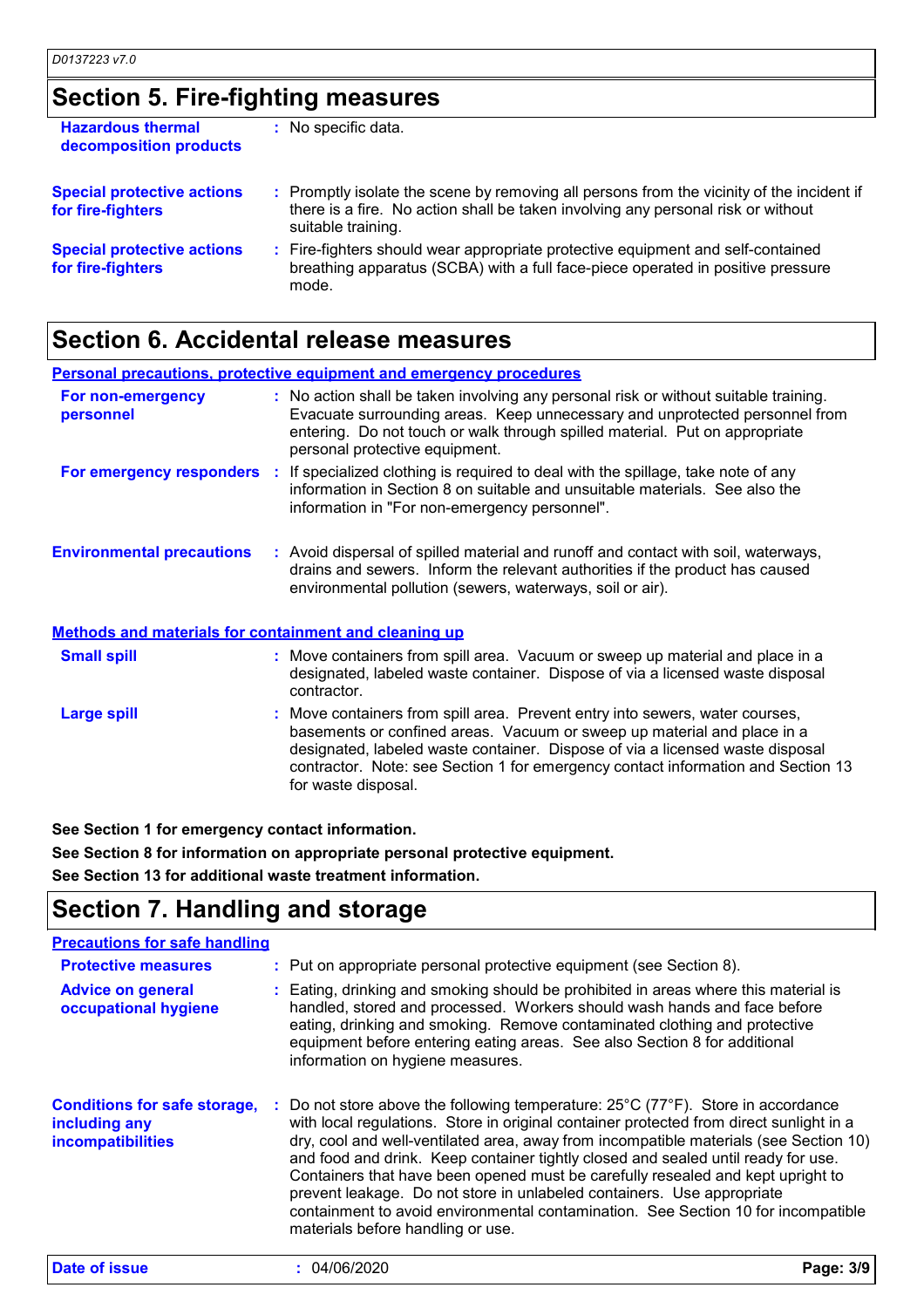## Section 5. Fire-fighting measures

**Hazardous thermal decomposition products** : No specific data.

**Special protective actions for fire-fighters** : Promptly isolate the scene by removing all persons from the vicinity of the incident if there is a fire. No action shall be taken involving any personal risk or without suitable training.

**Special protective actions for fire-fighters** : Fire-fighters should wear appropriate protective equipment and self-contained breathing apparatus (SCBA) with a full face-piece operated in positive pressure mode.

## Section 6. Accidental release measures

### Personal precautions, protective equipment and emergency procedures

**For non-emergency personnel** : No action shall be taken involving any personal risk or without suitable training. Evacuate surrounding areas. Keep unnecessary and unprotected personnel from entering. Do not touch or walk through spilled material. Put on appropriate personal protective equipment.

**For emergency responders** : If specialized clothing is required to deal with the spillage, take note of any information in Section 8 on suitable and unsuitable materials. See also the information in "For non-emergency personnel".

**Environmental precautions** : Avoid dispersal of spilled material and runoff and contact with soil, waterways, drains and sewers. Inform the relevant authorities if the product has caused environmental pollution (sewers, waterways, soil or air).

### Methods and materials for containment and cleaning up

**Small spill** : Move containers from spill area. Vacuum or sweep up material and place in a designated, labeled waste container. Dispose of via a licensed waste disposal contractor.

**Large spill** : Move containers from spill area. Prevent entry into sewers, water courses, basements or confined areas. Vacuum or sweep up material and place in a designated, labeled waste container. Dispose of via a licensed waste disposal contractor. Note: see Section 1 for emergency contact information and Section 13 for waste disposal.

**See Section 1 for emergency contact information.**

**See Section 8 for information on appropriate personal protective equipment.**

**See Section 13 for additional waste treatment information.**

## Section 7. Handling and storage

### Precautions for safe handling

**Protective measures** : Put on appropriate personal protective equipment (see Section 8).

**Advice on general occupational hygiene** : Eating, drinking and smoking should be prohibited in areas where this material is handled, stored and processed. Workers should wash hands and face before eating, drinking and smoking. Remove contaminated clothing and protective equipment before entering eating areas. See also Section 8 for additional information on hygiene measures.

**Conditions for safe storage, including any incompatibilities** : Do not store above the following temperature: 25°C (77°F). Store in accordance with local regulations. Store in original container protected from direct sunlight in a dry, cool and well-ventilated area, away from incompatible materials (see Section 10) and food and drink. Keep container tightly closed and sealed until ready for use. Containers that have been opened must be carefully resealed and kept upright to prevent leakage. Do not store in unlabeled containers. Use appropriate containment to avoid environmental contamination. See Section 10 for incompatible materials before handling or use.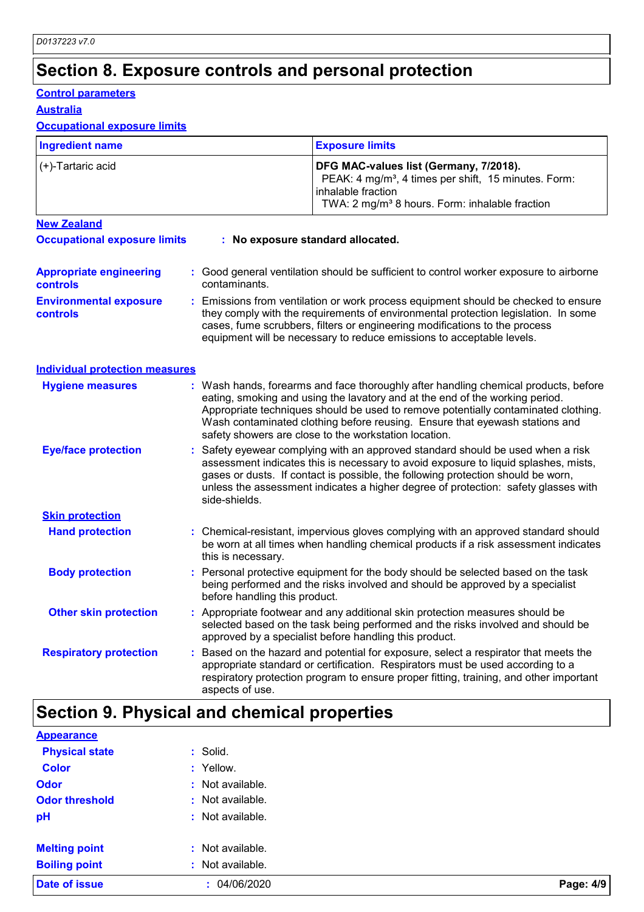# Section 8. Exposure controls and personal protection

**Control parameters**

**Australia**

**Occupational exposure limits**

| Ingredient name | Exposure limits |
|---|---|
| (+)-Tartaric acid | **DFG MAC-values list (Germany, 7/2018).**<br>PEAK: 4 mg/m³, 4 times per shift, 15 minutes. Form: inhalable fraction<br>TWA: 2 mg/m³ 8 hours. Form: inhalable fraction |

**New Zealand**

**Occupational exposure limits** : **No exposure standard allocated.**

**Appropriate engineering controls** : Good general ventilation should be sufficient to control worker exposure to airborne contaminants.

**Environmental exposure controls** : Emissions from ventilation or work process equipment should be checked to ensure they comply with the requirements of environmental protection legislation. In some cases, fume scrubbers, filters or engineering modifications to the process equipment will be necessary to reduce emissions to acceptable levels.

**Individual protection measures**

**Hygiene measures** : Wash hands, forearms and face thoroughly after handling chemical products, before eating, smoking and using the lavatory and at the end of the working period. Appropriate techniques should be used to remove potentially contaminated clothing. Wash contaminated clothing before reusing. Ensure that eyewash stations and safety showers are close to the workstation location.

**Eye/face protection** : Safety eyewear complying with an approved standard should be used when a risk assessment indicates this is necessary to avoid exposure to liquid splashes, mists, gases or dusts. If contact is possible, the following protection should be worn, unless the assessment indicates a higher degree of protection: safety glasses with side-shields.

**Skin protection**

**Hand protection** : Chemical-resistant, impervious gloves complying with an approved standard should be worn at all times when handling chemical products if a risk assessment indicates this is necessary.

**Body protection** : Personal protective equipment for the body should be selected based on the task being performed and the risks involved and should be approved by a specialist before handling this product.

**Other skin protection** : Appropriate footwear and any additional skin protection measures should be selected based on the task being performed and the risks involved and should be approved by a specialist before handling this product.

**Respiratory protection** : Based on the hazard and potential for exposure, select a respirator that meets the appropriate standard or certification. Respirators must be used according to a respiratory protection program to ensure proper fitting, training, and other important aspects of use.

# Section 9. Physical and chemical properties

**Appearance**

**Physical state** : Solid.

**Color** : Yellow.

**Odor** : Not available.

**Odor threshold** : Not available.

**pH** : Not available.

**Melting point** : Not available.

**Boiling point** : Not available.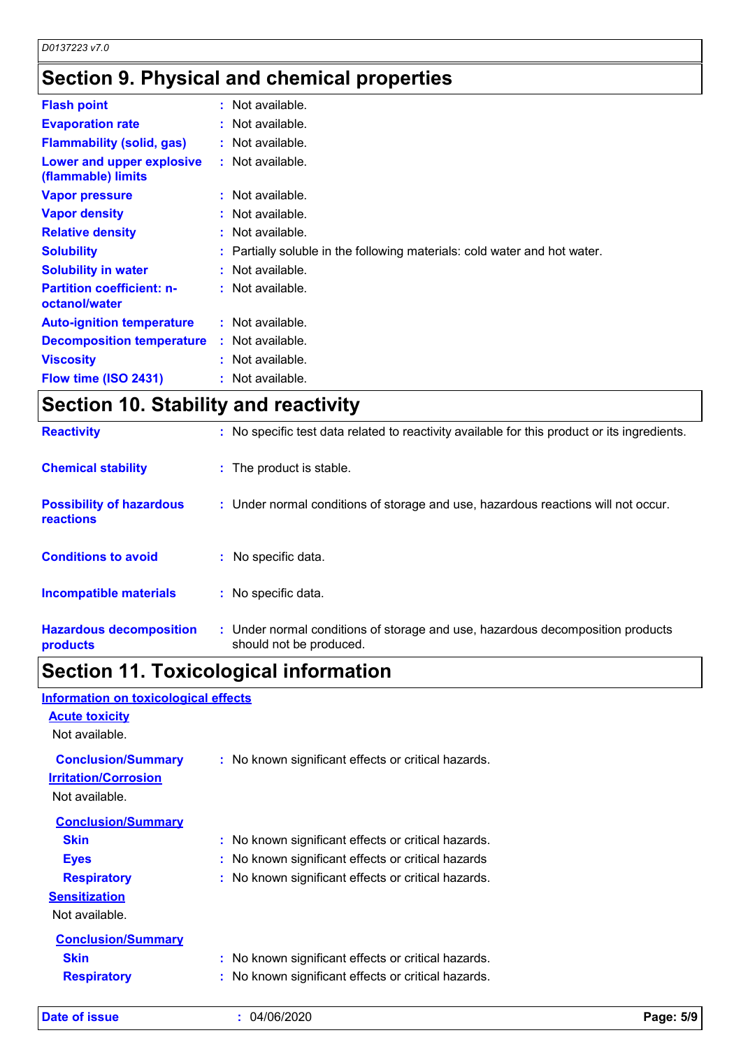## Section 9. Physical and chemical properties

| | |
|---|---|
| **Flash point** | : Not available. |
| **Evaporation rate** | : Not available. |
| **Flammability (solid, gas)** | : Not available. |
| **Lower and upper explosive (flammable) limits** | : Not available. |
| **Vapor pressure** | : Not available. |
| **Vapor density** | : Not available. |
| **Relative density** | : Not available. |
| **Solubility** | : Partially soluble in the following materials: cold water and hot water. |
| **Solubility in water** | : Not available. |
| **Partition coefficient: n-octanol/water** | : Not available. |
| **Auto-ignition temperature** | : Not available. |
| **Decomposition temperature** | : Not available. |
| **Viscosity** | : Not available. |
| **Flow time (ISO 2431)** | : Not available. |

## Section 10. Stability and reactivity

| | |
|---|---|
| **Reactivity** | : No specific test data related to reactivity available for this product or its ingredients. |
| **Chemical stability** | : The product is stable. |
| **Possibility of hazardous reactions** | : Under normal conditions of storage and use, hazardous reactions will not occur. |
| **Conditions to avoid** | : No specific data. |
| **Incompatible materials** | : No specific data. |
| **Hazardous decomposition products** | : Under normal conditions of storage and use, hazardous decomposition products should not be produced. |

## Section 11. Toxicological information

**Information on toxicological effects**

**Acute toxicity**

Not available.

**Conclusion/Summary** : No known significant effects or critical hazards.

**Irritation/Corrosion**

Not available.

**Conclusion/Summary**

| | |
|---|---|
| **Skin** | : No known significant effects or critical hazards. |
| **Eyes** | : No known significant effects or critical hazards |
| **Respiratory** | : No known significant effects or critical hazards. |

**Sensitization**

Not available.

**Conclusion/Summary**

| | |
|---|---|
| **Skin** | : No known significant effects or critical hazards. |
| **Respiratory** | : No known significant effects or critical hazards. |

**Date of issue** : 04/06/2020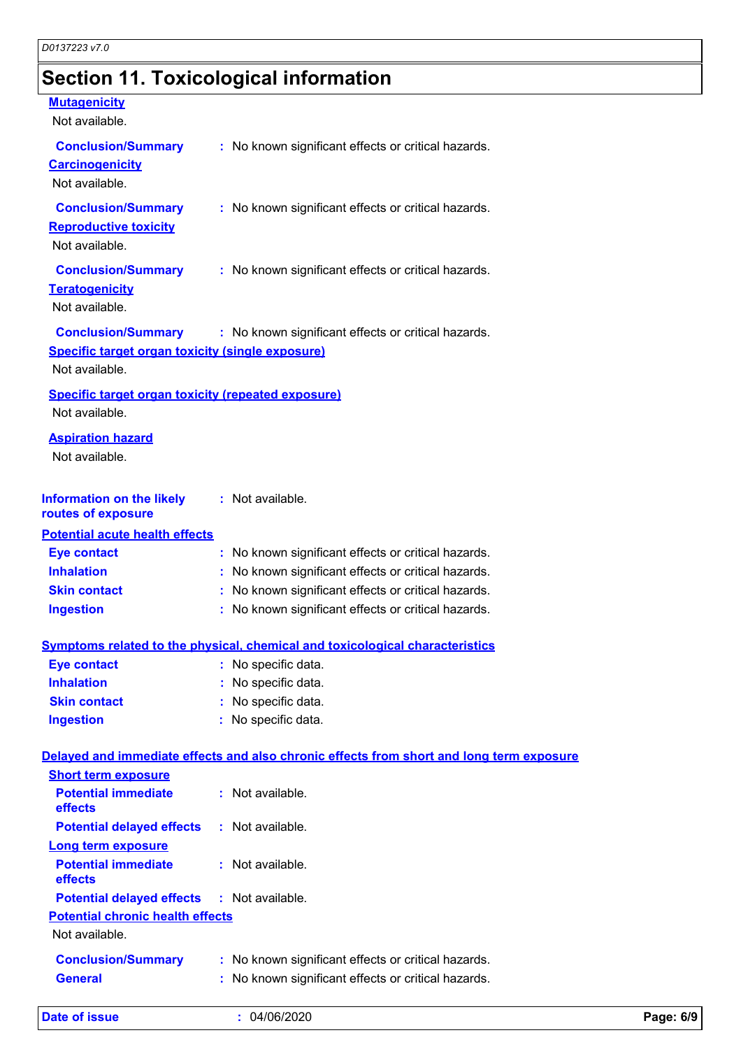## Section 11. Toxicological information

**Mutagenicity**

Not available.

**Conclusion/Summary** : No known significant effects or critical hazards.

**Carcinogenicity**

Not available.

**Conclusion/Summary** : No known significant effects or critical hazards.

**Reproductive toxicity**

Not available.

**Conclusion/Summary** : No known significant effects or critical hazards.

**Teratogenicity**

Not available.

**Conclusion/Summary** : No known significant effects or critical hazards.

**Specific target organ toxicity (single exposure)**

Not available.

**Specific target organ toxicity (repeated exposure)**

Not available.

**Aspiration hazard**

Not available.

**Information on the likely routes of exposure** : Not available.

**Potential acute health effects**

**Eye contact** : No known significant effects or critical hazards.
**Inhalation** : No known significant effects or critical hazards.
**Skin contact** : No known significant effects or critical hazards.
**Ingestion** : No known significant effects or critical hazards.

**Symptoms related to the physical, chemical and toxicological characteristics**

**Eye contact** : No specific data.
**Inhalation** : No specific data.
**Skin contact** : No specific data.
**Ingestion** : No specific data.

**Delayed and immediate effects and also chronic effects from short and long term exposure**

**Short term exposure**

**Potential immediate effects** : Not available.
**Potential delayed effects** : Not available.

**Long term exposure**

**Potential immediate effects** : Not available.
**Potential delayed effects** : Not available.

**Potential chronic health effects**

Not available.

**Conclusion/Summary** : No known significant effects or critical hazards.
**General** : No known significant effects or critical hazards.

**Date of issue** : 04/06/2020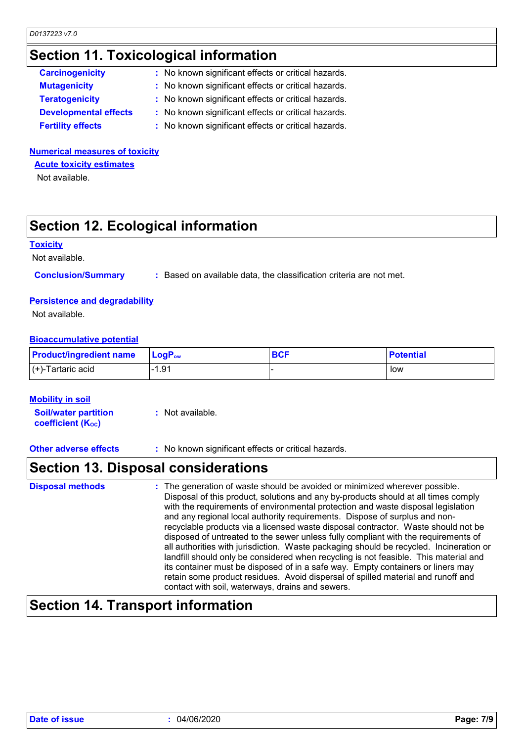## Section 11. Toxicological information

**Carcinogenicity** : No known significant effects or critical hazards.

**Mutagenicity** : No known significant effects or critical hazards.

**Teratogenicity** : No known significant effects or critical hazards.

**Developmental effects** : No known significant effects or critical hazards.

**Fertility effects** : No known significant effects or critical hazards.

### Numerical measures of toxicity

#### Acute toxicity estimates

Not available.

## Section 12. Ecological information

### Toxicity

Not available.

**Conclusion/Summary** : Based on available data, the classification criteria are not met.

### Persistence and degradability

Not available.

### Bioaccumulative potential

| Product/ingredient name | $LogP_{ow}$ | BCF | Potential |
|---|---|---|---|
| (+)-Tartaric acid | -1.91 | - | low |

### Mobility in soil

**Soil/water partition coefficient ($K_{OC}$)** : Not available.

**Other adverse effects** : No known significant effects or critical hazards.

## Section 13. Disposal considerations

**Disposal methods** : The generation of waste should be avoided or minimized wherever possible. Disposal of this product, solutions and any by-products should at all times comply with the requirements of environmental protection and waste disposal legislation and any regional local authority requirements. Dispose of surplus and non-recyclable products via a licensed waste disposal contractor. Waste should not be disposed of untreated to the sewer unless fully compliant with the requirements of all authorities with jurisdiction. Waste packaging should be recycled. Incineration or landfill should only be considered when recycling is not feasible. This material and its container must be disposed of in a safe way. Empty containers or liners may retain some product residues. Avoid dispersal of spilled material and runoff and contact with soil, waterways, drains and sewers.

## Section 14. Transport information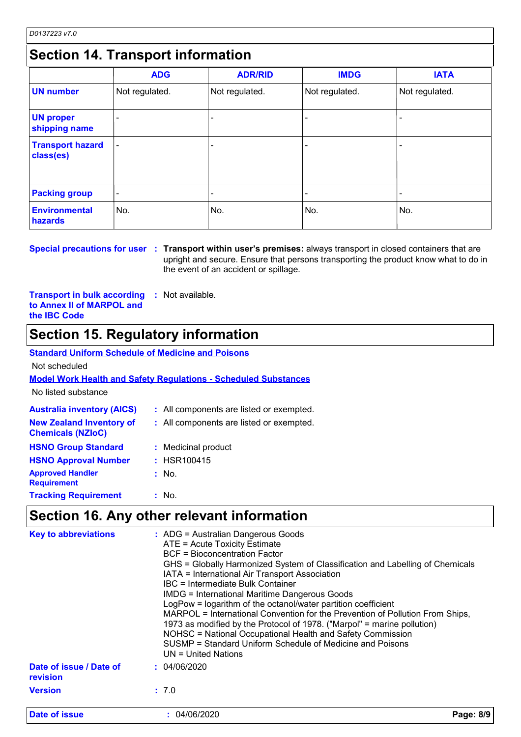D0137223 v7.0

## Section 14. Transport information

| | ADG | ADR/RID | IMDG | IATA |
|---|---|---|---|---|
| **UN number** | Not regulated. | Not regulated. | Not regulated. | Not regulated. |
| **UN proper shipping name** | - | - | - | - |
| **Transport hazard class(es)** | - | - | - | - |
| **Packing group** | - | - | - | - |
| **Environmental hazards** | No. | No. | No. | No. |

**Special precautions for user** : **Transport within user's premises:** always transport in closed containers that are upright and secure. Ensure that persons transporting the product know what to do in the event of an accident or spillage.

**Transport in bulk according to Annex II of MARPOL and the IBC Code** : Not available.

## Section 15. Regulatory information

**Standard Uniform Schedule of Medicine and Poisons**

Not scheduled

**Model Work Health and Safety Regulations - Scheduled Substances**

No listed substance

**Australia inventory (AICS)** : All components are listed or exempted.

**New Zealand Inventory of Chemicals (NZIoC)** : All components are listed or exempted.

**HSNO Group Standard** : Medicinal product

**HSNO Approval Number** : HSR100415

**Approved Handler Requirement** : No.

**Tracking Requirement** : No.

## Section 16. Any other relevant information

**Key to abbreviations** :
ADG = Australian Dangerous Goods
ATE = Acute Toxicity Estimate
BCF = Bioconcentration Factor
GHS = Globally Harmonized System of Classification and Labelling of Chemicals
IATA = International Air Transport Association
IBC = Intermediate Bulk Container
IMDG = International Maritime Dangerous Goods
LogPow = logarithm of the octanol/water partition coefficient
MARPOL = International Convention for the Prevention of Pollution From Ships, 1973 as modified by the Protocol of 1978. ("Marpol" = marine pollution)
NOHSC = National Occupational Health and Safety Commission
SUSMP = Standard Uniform Schedule of Medicine and Poisons
UN = United Nations

**Date of issue / Date of revision** : 04/06/2020

**Version** : 7.0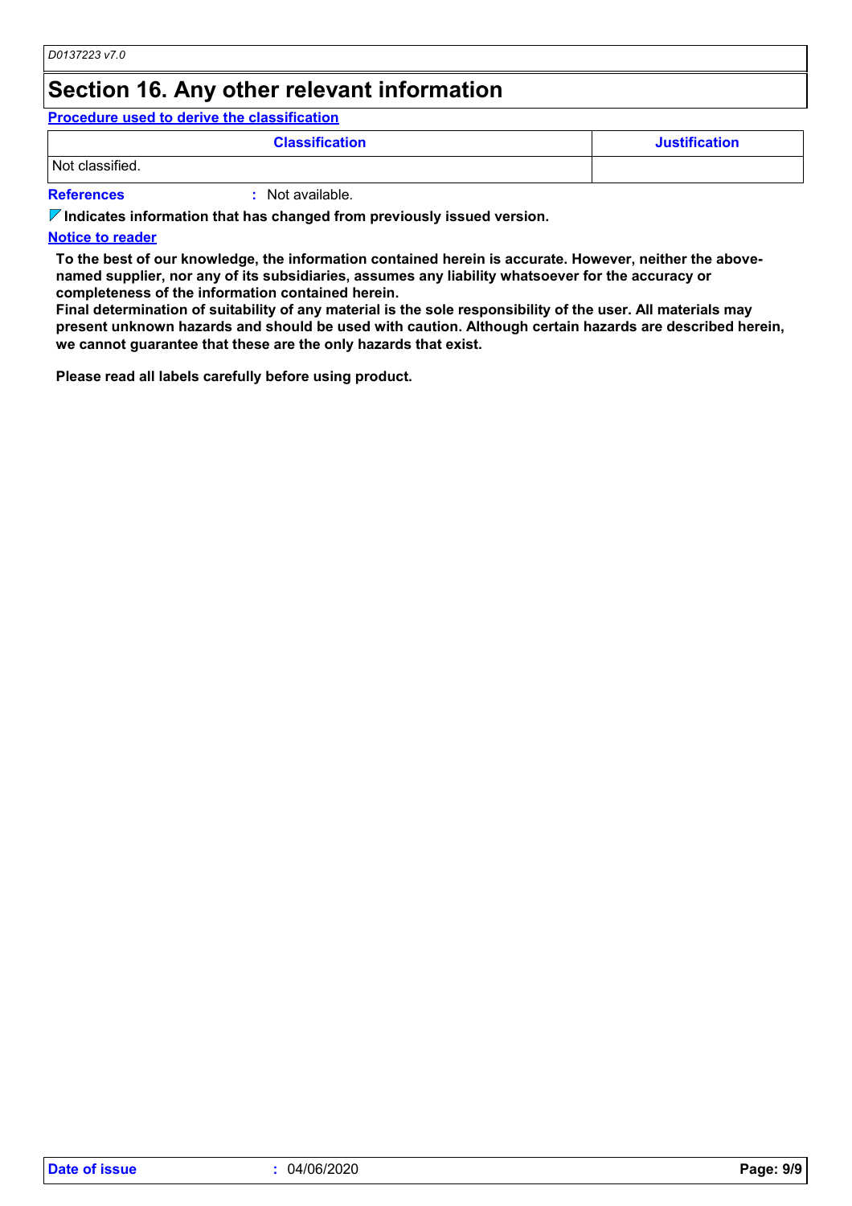# Section 16. Any other relevant information

**Procedure used to derive the classification**

| Classification | Justification |
|---|---|
| Not classified. | |

**References** : Not available.

**Indicates information that has changed from previously issued version.**

**Notice to reader**

**To the best of our knowledge, the information contained herein is accurate. However, neither the above-named supplier, nor any of its subsidiaries, assumes any liability whatsoever for the accuracy or completeness of the information contained herein.**
**Final determination of suitability of any material is the sole responsibility of the user. All materials may present unknown hazards and should be used with caution. Although certain hazards are described herein, we cannot guarantee that these are the only hazards that exist.**

**Please read all labels carefully before using product.**

**Date of issue** : 04/06/2020